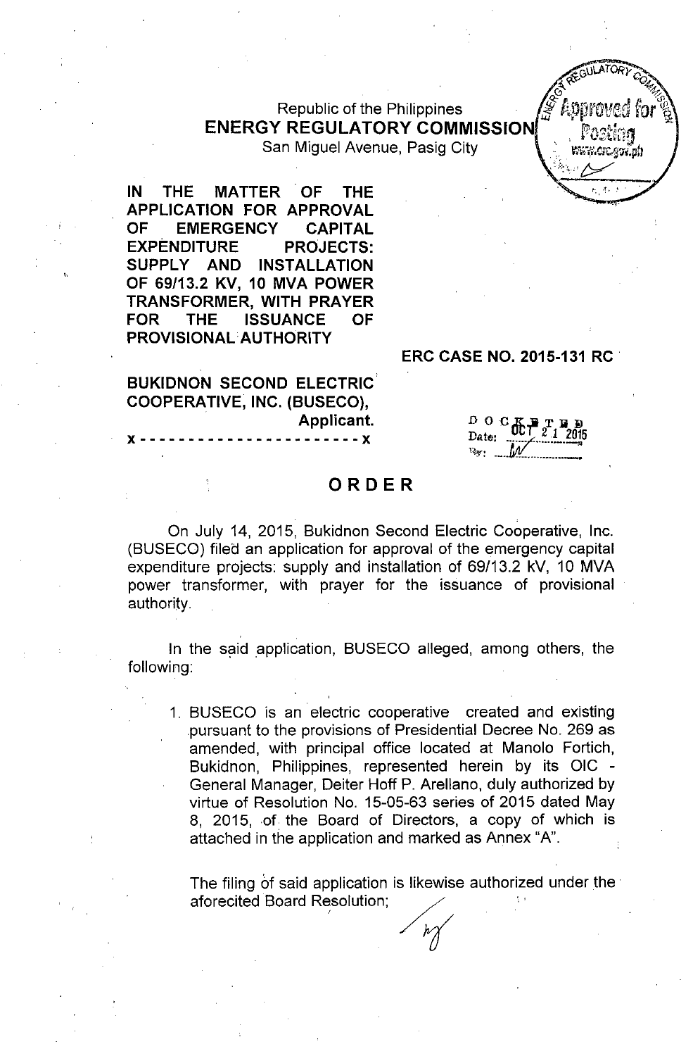Republic of the Philippines
**ENERGY REGULATORY COMMISSION**
San Miguel Avenue, Pasig City

**IN THE MATTER OF THE APPLICATION FOR APPROVAL OF EMERGENCY CAPITAL EXPENDITURE PROJECTS: SUPPLY AND INSTALLATION OF 69/13.2 KV, 10 MVA POWER TRANSFORMER, WITH PRAYER FOR THE ISSUANCE OF PROVISIONAL AUTHORITY**

**ERC CASE NO. 2015-131 RC**

**BUKIDNON SECOND ELECTRIC COOPERATIVE, INC. (BUSECO),**
**Applicant.**
**x - - - - - - - - - - - - - - - - - - - - - - - x**

DOCKETED
Date: OCT 21 2015
By: ____

# ORDER

On July 14, 2015, Bukidnon Second Electric Cooperative, Inc. (BUSECO) filed an application for approval of the emergency capital expenditure projects: supply and installation of 69/13.2 kV, 10 MVA power transformer, with prayer for the issuance of provisional authority.

In the said application, BUSECO alleged, among others, the following:

1. BUSECO is an electric cooperative created and existing pursuant to the provisions of Presidential Decree No. 269 as amended, with principal office located at Manolo Fortich, Bukidnon, Philippines, represented herein by its OIC - General Manager, Deiter Hoff P. Arellano, duly authorized by virtue of Resolution No. 15-05-63 series of 2015 dated May 8, 2015, of the Board of Directors, a copy of which is attached in the application and marked as Annex "A".

   The filing of said application is likewise authorized under the aforecited Board Resolution;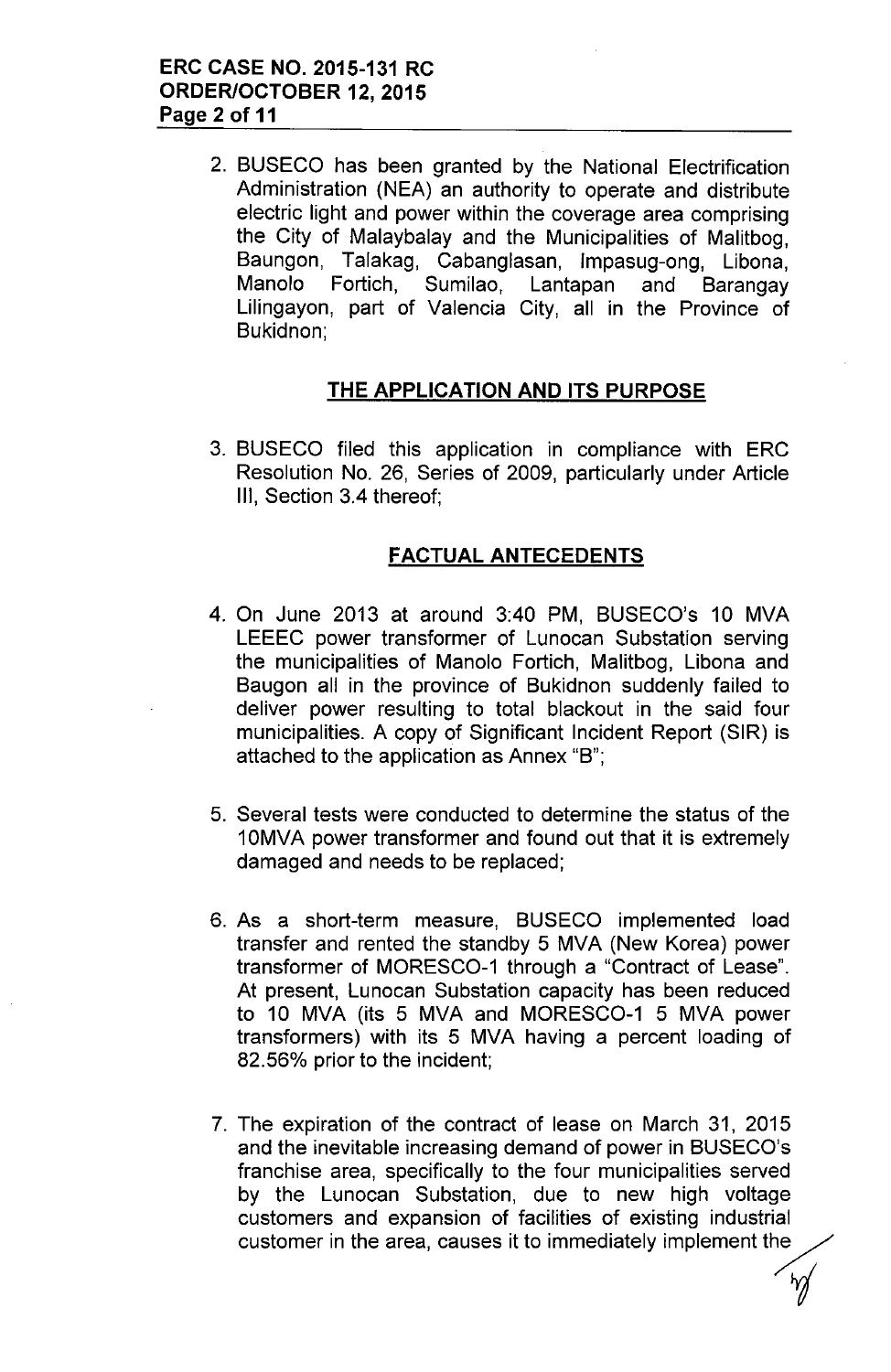2. BUSECO has been granted by the National Electrification Administration (NEA) an authority to operate and distribute electric light and power within the coverage area comprising the City of Malaybalay and the Municipalities of Malitbog, Baungon, Talakag, Cabanglasan, Impasug-ong, Libona, Manolo Fortich, Sumilao, Lantapan and Barangay Lilingayon, part of Valencia City, all in the Province of Bukidnon;

## THE APPLICATION AND ITS PURPOSE

3. BUSECO filed this application in compliance with ERC Resolution No. 26, Series of 2009, particularly under Article III, Section 3.4 thereof;

## FACTUAL ANTECEDENTS

4. On June 2013 at around 3:40 PM, BUSECO's 10 MVA LEEEC power transformer of Lunocan Substation serving the municipalities of Manolo Fortich, Malitbog, Libona and Baugon all in the province of Bukidnon suddenly failed to deliver power resulting to total blackout in the said four municipalities. A copy of Significant Incident Report (SIR) is attached to the application as Annex "B";

5. Several tests were conducted to determine the status of the 10MVA power transformer and found out that it is extremely damaged and needs to be replaced;

6. As a short-term measure, BUSECO implemented load transfer and rented the standby 5 MVA (New Korea) power transformer of MORESCO-1 through a "Contract of Lease". At present, Lunocan Substation capacity has been reduced to 10 MVA (its 5 MVA and MORESCO-1 5 MVA power transformers) with its 5 MVA having a percent loading of 82.56% prior to the incident;

7. The expiration of the contract of lease on March 31, 2015 and the inevitable increasing demand of power in BUSECO's franchise area, specifically to the four municipalities served by the Lunocan Substation, due to new high voltage customers and expansion of facilities of existing industrial customer in the area, causes it to immediately implement the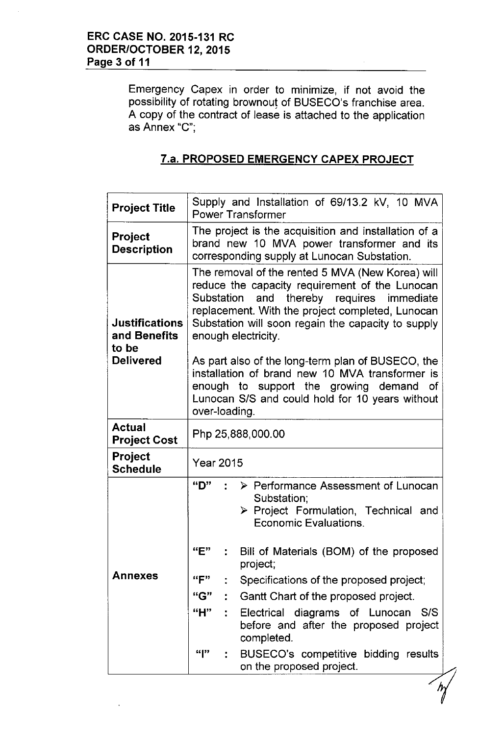Emergency Capex in order to minimize, if not avoid the possibility of rotating brownout of BUSECO's franchise area. A copy of the contract of lease is attached to the application as Annex "C";

## 7.a. PROPOSED EMERGENCY CAPEX PROJECT

| | |
|---|---|
| **Project Title** | Supply and Installation of 69/13.2 kV, 10 MVA Power Transformer |
| **Project Description** | The project is the acquisition and installation of a brand new 10 MVA power transformer and its corresponding supply at Lunocan Substation. |
| **Justifications and Benefits to be Delivered** | The removal of the rented 5 MVA (New Korea) will reduce the capacity requirement of the Lunocan Substation and thereby requires immediate replacement. With the project completed, Lunocan Substation will soon regain the capacity to supply enough electricity.<br><br>As part also of the long-term plan of BUSECO, the installation of brand new 10 MVA transformer is enough to support the growing demand of Lunocan S/S and could hold for 10 years without over-loading. |
| **Actual Project Cost** | Php 25,888,000.00 |
| **Project Schedule** | Year 2015 |
| **Annexes** | "D" : ➢ Performance Assessment of Lunocan Substation; ➢ Project Formulation, Technical and Economic Evaluations.<br><br>"E" : Bill of Materials (BOM) of the proposed project;<br>"F" : Specifications of the proposed project;<br>"G" : Gantt Chart of the proposed project.<br>"H" : Electrical diagrams of Lunocan S/S before and after the proposed project completed.<br>"I" : BUSECO's competitive bidding results on the proposed project. |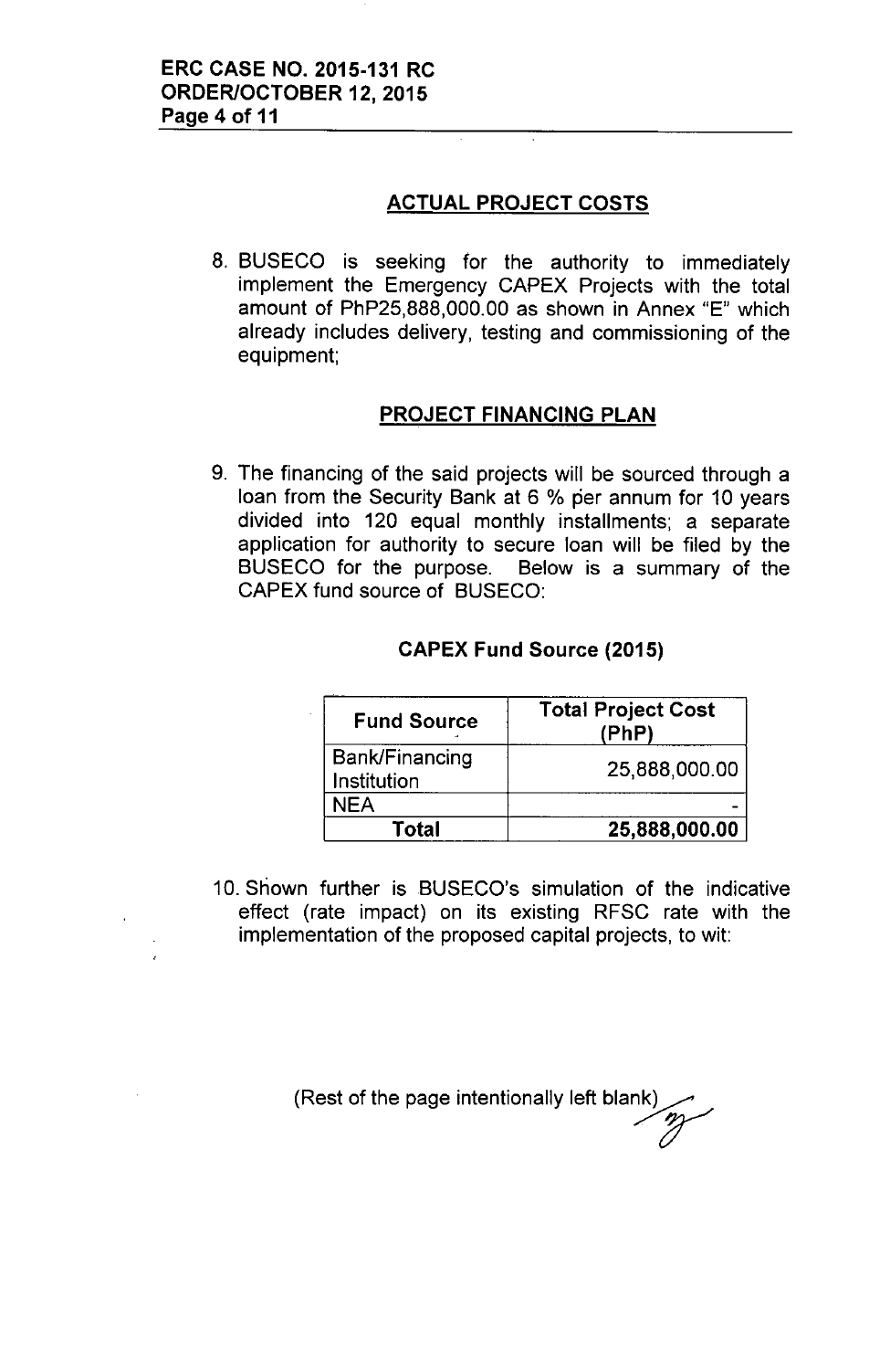## ACTUAL PROJECT COSTS

8. BUSECO is seeking for the authority to immediately implement the Emergency CAPEX Projects with the total amount of PhP25,888,000.00 as shown in Annex "E" which already includes delivery, testing and commissioning of the equipment;

## PROJECT FINANCING PLAN

9. The financing of the said projects will be sourced through a loan from the Security Bank at 6 % per annum for 10 years divided into 120 equal monthly installments; a separate application for authority to secure loan will be filed by the BUSECO for the purpose. Below is a summary of the CAPEX fund source of BUSECO:

**CAPEX Fund Source (2015)**

| Fund Source | Total Project Cost (PhP) |
|---|---|
| Bank/Financing Institution | 25,888,000.00 |
| NEA | - |
| **Total** | **25,888,000.00** |

10. Shown further is BUSECO's simulation of the indicative effect (rate impact) on its existing RFSC rate with the implementation of the proposed capital projects, to wit:

(Rest of the page intentionally left blank)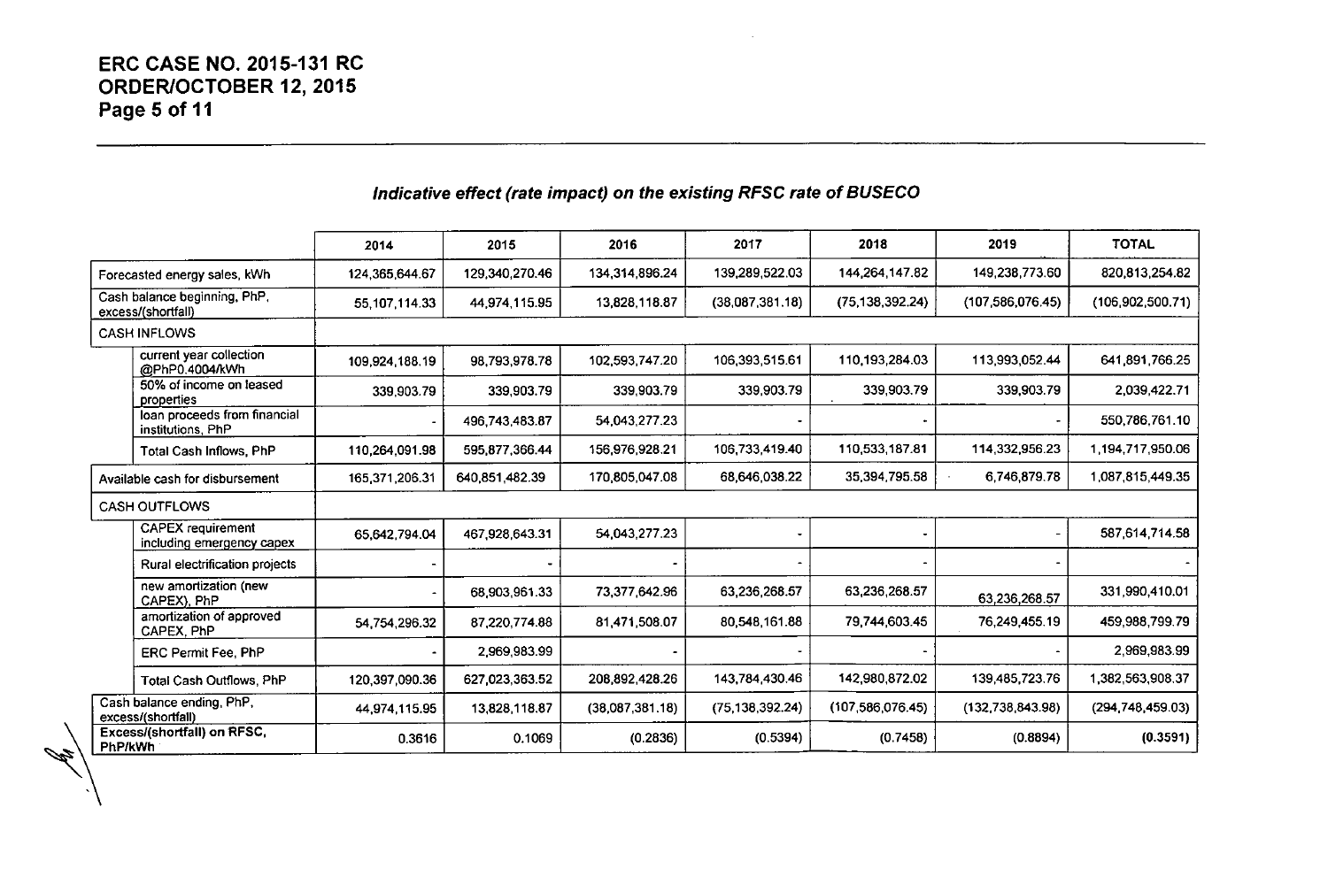### *Indicative effect (rate impact) on the existing RFSC rate of BUSECO*

| | 2014 | 2015 | 2016 | 2017 | 2018 | 2019 | TOTAL |
|---|---|---|---|---|---|---|---|
| Forecasted energy sales, kWh | 124,365,644.67 | 129,340,270.46 | 134,314,896.24 | 139,289,522.03 | 144,264,147.82 | 149,238,773.60 | 820,813,254.82 |
| Cash balance beginning, PhP, excess/(shortfall) | 55,107,114.33 | 44,974,115.95 | 13,828,118.87 | (38,087,381.18) | (75,138,392.24) | (107,586,076.45) | (106,902,500.71) |
| CASH INFLOWS | | | | | | | |
| current year collection @PhP0.4004/kWh | 109,924,188.19 | 98,793,978.78 | 102,593,747.20 | 106,393,515.61 | 110,193,284.03 | 113,993,052.44 | 641,891,766.25 |
| 50% of income on leased properties | 339,903.79 | 339,903.79 | 339,903.79 | 339,903.79 | 339,903.79 | 339,903.79 | 2,039,422.71 |
| loan proceeds from financial institutions, PhP | - | 496,743,483.87 | 54,043,277.23 | - | - | - | 550,786,761.10 |
| Total Cash Inflows, PhP | 110,264,091.98 | 595,877,366.44 | 156,976,928.21 | 106,733,419.40 | 110,533,187.81 | 114,332,956.23 | 1,194,717,950.06 |
| Available cash for disbursement | 165,371,206.31 | 640,851,482.39 | 170,805,047.08 | 68,646,038.22 | 35,394,795.58 | 6,746,879.78 | 1,087,815,449.35 |
| CASH OUTFLOWS | | | | | | | |
| CAPEX requirement including emergency capex | 65,642,794.04 | 467,928,643.31 | 54,043,277.23 | - | - | - | 587,614,714.58 |
| Rural electrification projects | - | - | - | - | - | - | - |
| new amortization (new CAPEX), PhP | - | 68,903,961.33 | 73,377,642.96 | 63,236,268.57 | 63,236,268.57 | 63,236,268.57 | 331,990,410.01 |
| amortization of approved CAPEX, PhP | 54,754,296.32 | 87,220,774.88 | 81,471,508.07 | 80,548,161.88 | 79,744,603.45 | 76,249,455.19 | 459,988,799.79 |
| ERC Permit Fee, PhP | - | 2,969,983.99 | - | - | - | - | 2,969,983.99 |
| Total Cash Outflows, PhP | 120,397,090.36 | 627,023,363.52 | 208,892,428.26 | 143,784,430.46 | 142,980,872.02 | 139,485,723.76 | 1,382,563,908.37 |
| Cash balance ending, PhP, excess/(shortfall) | 44,974,115.95 | 13,828,118.87 | (38,087,381.18) | (75,138,392.24) | (107,586,076.45) | (132,738,843.98) | (294,748,459.03) |
| **Excess/(shortfall) on RFSC, PhP/kWh** | 0.3616 | 0.1069 | (0.2836) | (0.5394) | (0.7458) | (0.8894) | **(0.3591)** |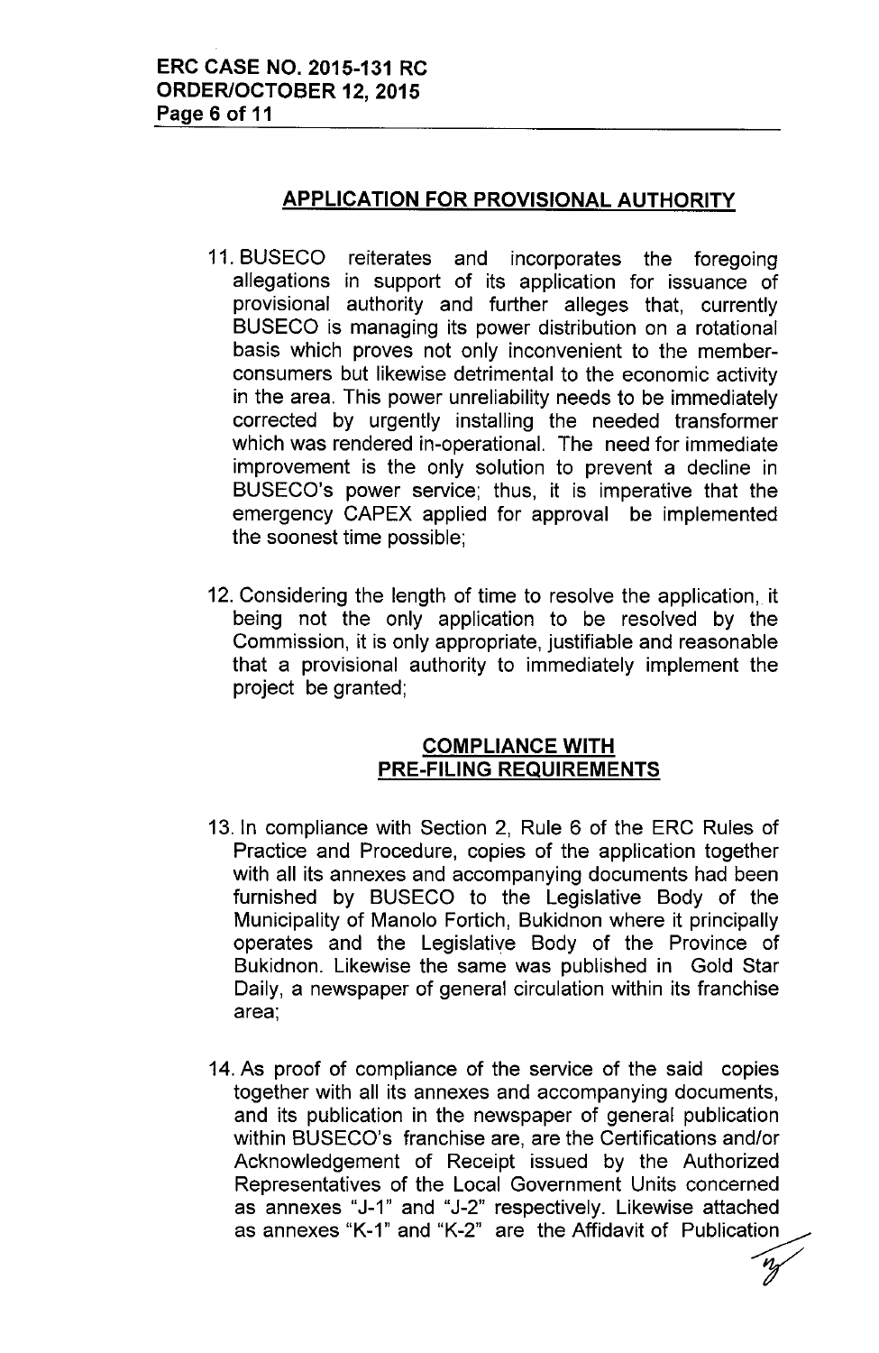## APPLICATION FOR PROVISIONAL AUTHORITY

11. BUSECO reiterates and incorporates the foregoing allegations in support of its application for issuance of provisional authority and further alleges that, currently BUSECO is managing its power distribution on a rotational basis which proves not only inconvenient to the member-consumers but likewise detrimental to the economic activity in the area. This power unreliability needs to be immediately corrected by urgently installing the needed transformer which was rendered in-operational. The need for immediate improvement is the only solution to prevent a decline in BUSECO's power service; thus, it is imperative that the emergency CAPEX applied for approval be implemented the soonest time possible;

12. Considering the length of time to resolve the application, it being not the only application to be resolved by the Commission, it is only appropriate, justifiable and reasonable that a provisional authority to immediately implement the project be granted;

## COMPLIANCE WITH PRE-FILING REQUIREMENTS

13. In compliance with Section 2, Rule 6 of the ERC Rules of Practice and Procedure, copies of the application together with all its annexes and accompanying documents had been furnished by BUSECO to the Legislative Body of the Municipality of Manolo Fortich, Bukidnon where it principally operates and the Legislative Body of the Province of Bukidnon. Likewise the same was published in Gold Star Daily, a newspaper of general circulation within its franchise area;

14. As proof of compliance of the service of the said copies together with all its annexes and accompanying documents, and its publication in the newspaper of general publication within BUSECO's franchise are, are the Certifications and/or Acknowledgement of Receipt issued by the Authorized Representatives of the Local Government Units concerned as annexes "J-1" and "J-2" respectively. Likewise attached as annexes "K-1" and "K-2" are the Affidavit of Publication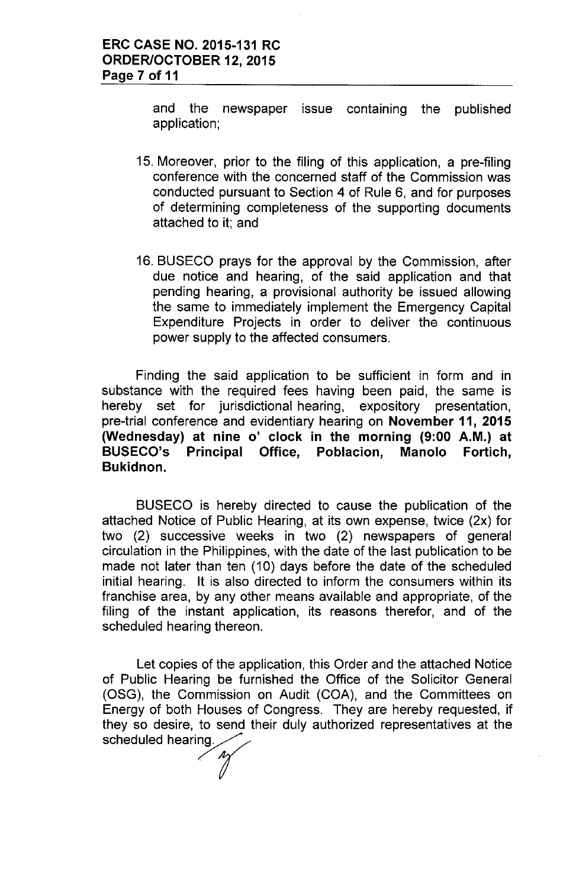and the newspaper issue containing the published application;

15. Moreover, prior to the filing of this application, a pre-filing conference with the concerned staff of the Commission was conducted pursuant to Section 4 of Rule 6, and for purposes of determining completeness of the supporting documents attached to it; and

16. BUSECO prays for the approval by the Commission, after due notice and hearing, of the said application and that pending hearing, a provisional authority be issued allowing the same to immediately implement the Emergency Capital Expenditure Projects in order to deliver the continuous power supply to the affected consumers.

Finding the said application to be sufficient in form and in substance with the required fees having been paid, the same is hereby set for jurisdictional hearing, expository presentation, pre-trial conference and evidentiary hearing on **November 11, 2015 (Wednesday) at nine o' clock in the morning (9:00 A.M.) at BUSECO's Principal Office, Poblacion, Manolo Fortich, Bukidnon.**

BUSECO is hereby directed to cause the publication of the attached Notice of Public Hearing, at its own expense, twice (2x) for two (2) successive weeks in two (2) newspapers of general circulation in the Philippines, with the date of the last publication to be made not later than ten (10) days before the date of the scheduled initial hearing. It is also directed to inform the consumers within its franchise area, by any other means available and appropriate, of the filing of the instant application, its reasons therefor, and of the scheduled hearing thereon.

Let copies of the application, this Order and the attached Notice of Public Hearing be furnished the Office of the Solicitor General (OSG), the Commission on Audit (COA), and the Committees on Energy of both Houses of Congress. They are hereby requested, if they so desire, to send their duly authorized representatives at the scheduled hearing.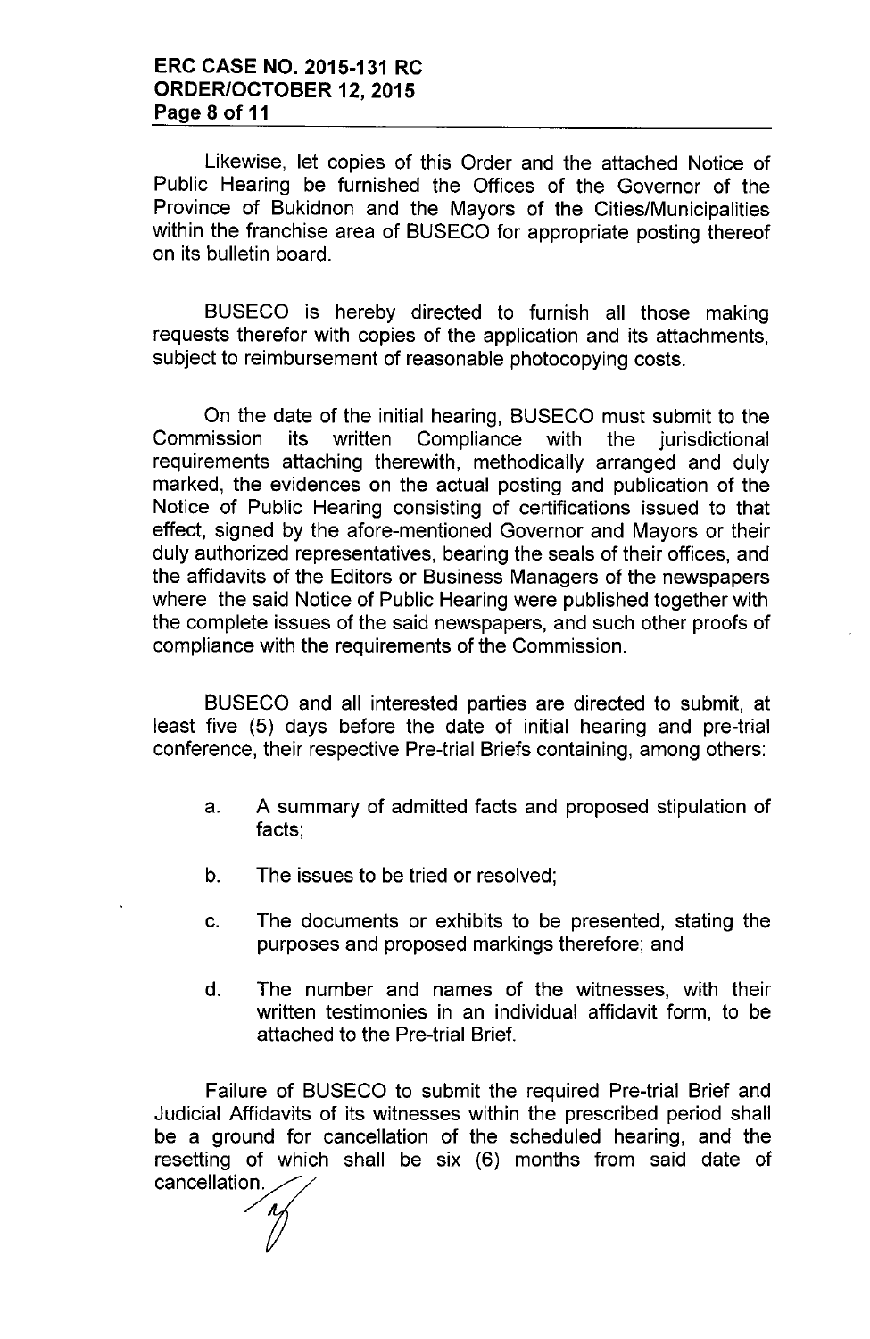Likewise, let copies of this Order and the attached Notice of Public Hearing be furnished the Offices of the Governor of the Province of Bukidnon and the Mayors of the Cities/Municipalities within the franchise area of BUSECO for appropriate posting thereof on its bulletin board.

BUSECO is hereby directed to furnish all those making requests therefor with copies of the application and its attachments, subject to reimbursement of reasonable photocopying costs.

On the date of the initial hearing, BUSECO must submit to the Commission its written Compliance with the jurisdictional requirements attaching therewith, methodically arranged and duly marked, the evidences on the actual posting and publication of the Notice of Public Hearing consisting of certifications issued to that effect, signed by the afore-mentioned Governor and Mayors or their duly authorized representatives, bearing the seals of their offices, and the affidavits of the Editors or Business Managers of the newspapers where the said Notice of Public Hearing were published together with the complete issues of the said newspapers, and such other proofs of compliance with the requirements of the Commission.

BUSECO and all interested parties are directed to submit, at least five (5) days before the date of initial hearing and pre-trial conference, their respective Pre-trial Briefs containing, among others:

a. A summary of admitted facts and proposed stipulation of facts;

b. The issues to be tried or resolved;

c. The documents or exhibits to be presented, stating the purposes and proposed markings therefore; and

d. The number and names of the witnesses, with their written testimonies in an individual affidavit form, to be attached to the Pre-trial Brief.

Failure of BUSECO to submit the required Pre-trial Brief and Judicial Affidavits of its witnesses within the prescribed period shall be a ground for cancellation of the scheduled hearing, and the resetting of which shall be six (6) months from said date of cancellation.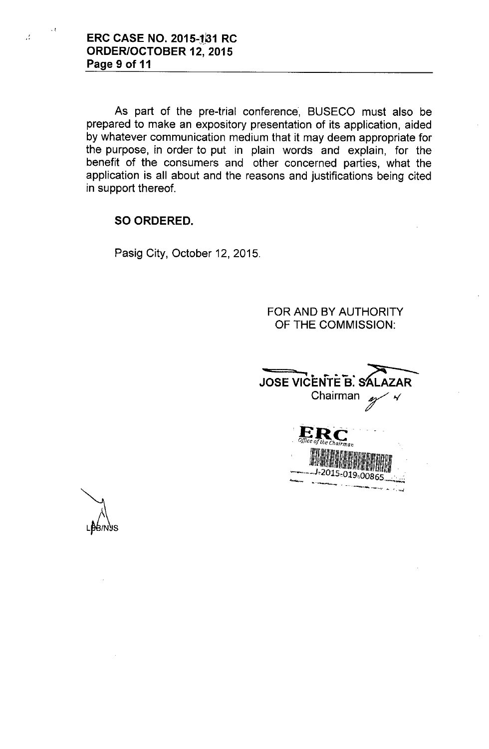As part of the pre-trial conference, BUSECO must also be prepared to make an expository presentation of its application, aided by whatever communication medium that it may deem appropriate for the purpose, in order to put in plain words and explain, for the benefit of the consumers and other concerned parties, what the application is all about and the reasons and justifications being cited in support thereof.

**SO ORDERED.**

Pasig City, October 12, 2015.

FOR AND BY AUTHORITY
OF THE COMMISSION:

**JOSE VICENTE B. SALAZAR**
Chairman

ERC
Office of the Chairman
J-2015-019-00865

LBB/NJS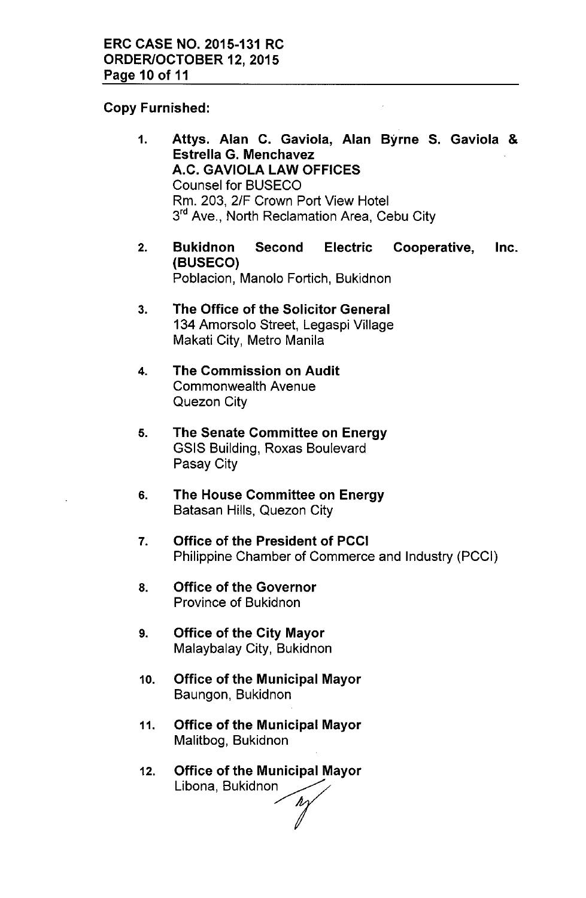**Copy Furnished:**

1. **Attys. Alan C. Gaviola, Alan Byrne S. Gaviola & Estrella G. Menchavez**
   **A.C. GAVIOLA LAW OFFICES**
   Counsel for BUSECO
   Rm. 203, 2/F Crown Port View Hotel
   3rd Ave., North Reclamation Area, Cebu City

2. **Bukidnon Second Electric Cooperative, Inc. (BUSECO)**
   Poblacion, Manolo Fortich, Bukidnon

3. **The Office of the Solicitor General**
   134 Amorsolo Street, Legaspi Village
   Makati City, Metro Manila

4. **The Commission on Audit**
   Commonwealth Avenue
   Quezon City

5. **The Senate Committee on Energy**
   GSIS Building, Roxas Boulevard
   Pasay City

6. **The House Committee on Energy**
   Batasan Hills, Quezon City

7. **Office of the President of PCCI**
   Philippine Chamber of Commerce and Industry (PCCI)

8. **Office of the Governor**
   Province of Bukidnon

9. **Office of the City Mayor**
   Malaybalay City, Bukidnon

10. **Office of the Municipal Mayor**
    Baungon, Bukidnon

11. **Office of the Municipal Mayor**
    Malitbog, Bukidnon

12. **Office of the Municipal Mayor**
    Libona, Bukidnon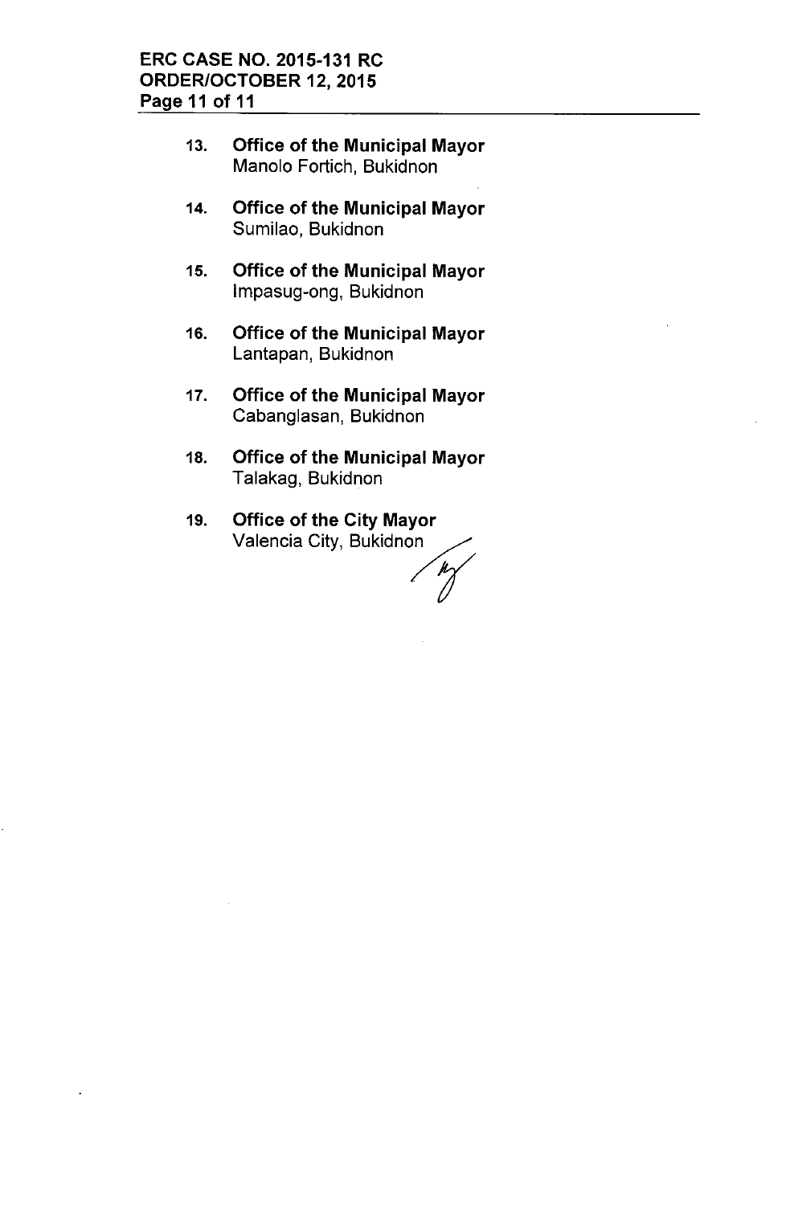13. **Office of the Municipal Mayor**
    Manolo Fortich, Bukidnon

14. **Office of the Municipal Mayor**
    Sumilao, Bukidnon

15. **Office of the Municipal Mayor**
    Impasug-ong, Bukidnon

16. **Office of the Municipal Mayor**
    Lantapan, Bukidnon

17. **Office of the Municipal Mayor**
    Cabanglasan, Bukidnon

18. **Office of the Municipal Mayor**
    Talakag, Bukidnon

19. **Office of the City Mayor**
    Valencia City, Bukidnon